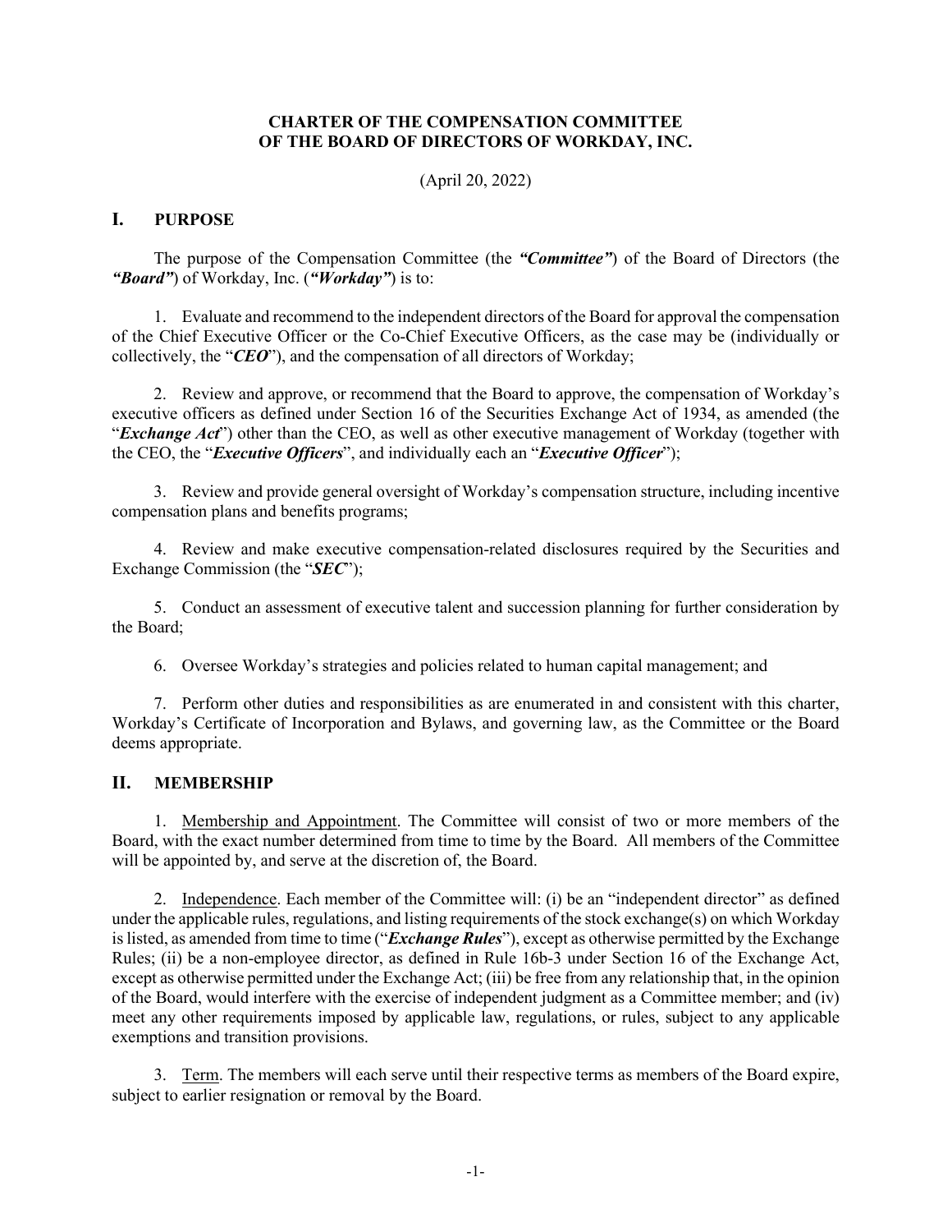# CHARTER OF THE COMPENSATION COMMITTEE OF THE BOARD OF DIRECTORS OF WORKDAY, INC.

(April 20, 2022)

## I. PURPOSE

The purpose of the Compensation Committee (the ***"Committee"***) of the Board of Directors (the ***"Board"***) of Workday, Inc. (***"Workday"***) is to:

1. Evaluate and recommend to the independent directors of the Board for approval the compensation of the Chief Executive Officer or the Co-Chief Executive Officers, as the case may be (individually or collectively, the "***CEO***"), and the compensation of all directors of Workday;

2. Review and approve, or recommend that the Board to approve, the compensation of Workday's executive officers as defined under Section 16 of the Securities Exchange Act of 1934, as amended (the "***Exchange Act***") other than the CEO, as well as other executive management of Workday (together with the CEO, the "***Executive Officers***", and individually each an "***Executive Officer***");

3. Review and provide general oversight of Workday's compensation structure, including incentive compensation plans and benefits programs;

4. Review and make executive compensation-related disclosures required by the Securities and Exchange Commission (the "***SEC***");

5. Conduct an assessment of executive talent and succession planning for further consideration by the Board;

6. Oversee Workday's strategies and policies related to human capital management; and

7. Perform other duties and responsibilities as are enumerated in and consistent with this charter, Workday's Certificate of Incorporation and Bylaws, and governing law, as the Committee or the Board deems appropriate.

## II. MEMBERSHIP

1. Membership and Appointment. The Committee will consist of two or more members of the Board, with the exact number determined from time to time by the Board. All members of the Committee will be appointed by, and serve at the discretion of, the Board.

2. Independence. Each member of the Committee will: (i) be an "independent director" as defined under the applicable rules, regulations, and listing requirements of the stock exchange(s) on which Workday is listed, as amended from time to time ("***Exchange Rules***"), except as otherwise permitted by the Exchange Rules; (ii) be a non-employee director, as defined in Rule 16b-3 under Section 16 of the Exchange Act, except as otherwise permitted under the Exchange Act; (iii) be free from any relationship that, in the opinion of the Board, would interfere with the exercise of independent judgment as a Committee member; and (iv) meet any other requirements imposed by applicable law, regulations, or rules, subject to any applicable exemptions and transition provisions.

3. Term. The members will each serve until their respective terms as members of the Board expire, subject to earlier resignation or removal by the Board.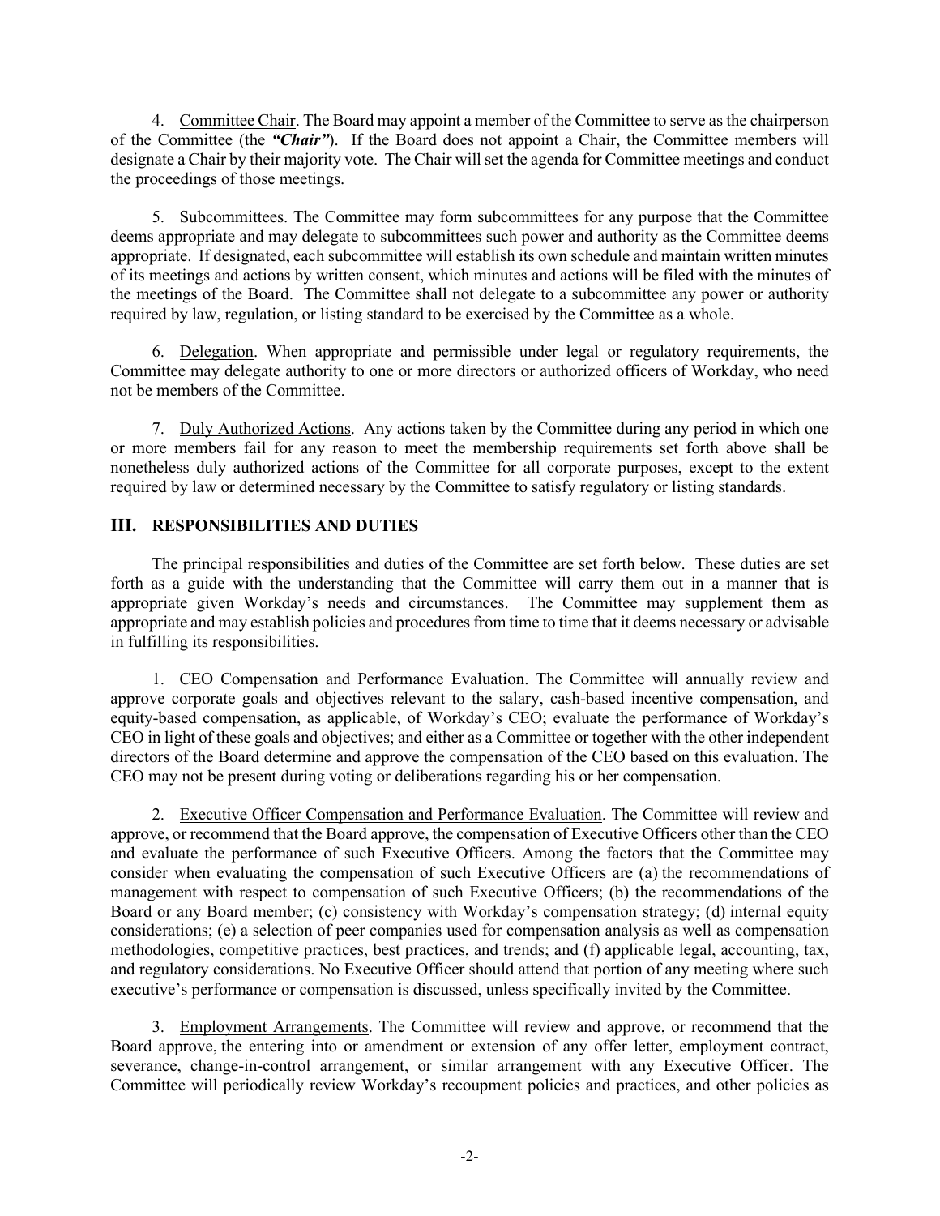4. Committee Chair. The Board may appoint a member of the Committee to serve as the chairperson of the Committee (the ***"Chair"***). If the Board does not appoint a Chair, the Committee members will designate a Chair by their majority vote. The Chair will set the agenda for Committee meetings and conduct the proceedings of those meetings.

5. Subcommittees. The Committee may form subcommittees for any purpose that the Committee deems appropriate and may delegate to subcommittees such power and authority as the Committee deems appropriate. If designated, each subcommittee will establish its own schedule and maintain written minutes of its meetings and actions by written consent, which minutes and actions will be filed with the minutes of the meetings of the Board. The Committee shall not delegate to a subcommittee any power or authority required by law, regulation, or listing standard to be exercised by the Committee as a whole.

6. Delegation. When appropriate and permissible under legal or regulatory requirements, the Committee may delegate authority to one or more directors or authorized officers of Workday, who need not be members of the Committee.

7. Duly Authorized Actions. Any actions taken by the Committee during any period in which one or more members fail for any reason to meet the membership requirements set forth above shall be nonetheless duly authorized actions of the Committee for all corporate purposes, except to the extent required by law or determined necessary by the Committee to satisfy regulatory or listing standards.

## III. RESPONSIBILITIES AND DUTIES

The principal responsibilities and duties of the Committee are set forth below. These duties are set forth as a guide with the understanding that the Committee will carry them out in a manner that is appropriate given Workday's needs and circumstances. The Committee may supplement them as appropriate and may establish policies and procedures from time to time that it deems necessary or advisable in fulfilling its responsibilities.

1. CEO Compensation and Performance Evaluation. The Committee will annually review and approve corporate goals and objectives relevant to the salary, cash-based incentive compensation, and equity-based compensation, as applicable, of Workday's CEO; evaluate the performance of Workday's CEO in light of these goals and objectives; and either as a Committee or together with the other independent directors of the Board determine and approve the compensation of the CEO based on this evaluation. The CEO may not be present during voting or deliberations regarding his or her compensation.

2. Executive Officer Compensation and Performance Evaluation. The Committee will review and approve, or recommend that the Board approve, the compensation of Executive Officers other than the CEO and evaluate the performance of such Executive Officers. Among the factors that the Committee may consider when evaluating the compensation of such Executive Officers are (a) the recommendations of management with respect to compensation of such Executive Officers; (b) the recommendations of the Board or any Board member; (c) consistency with Workday's compensation strategy; (d) internal equity considerations; (e) a selection of peer companies used for compensation analysis as well as compensation methodologies, competitive practices, best practices, and trends; and (f) applicable legal, accounting, tax, and regulatory considerations. No Executive Officer should attend that portion of any meeting where such executive's performance or compensation is discussed, unless specifically invited by the Committee.

3. Employment Arrangements. The Committee will review and approve, or recommend that the Board approve, the entering into or amendment or extension of any offer letter, employment contract, severance, change-in-control arrangement, or similar arrangement with any Executive Officer. The Committee will periodically review Workday's recoupment policies and practices, and other policies as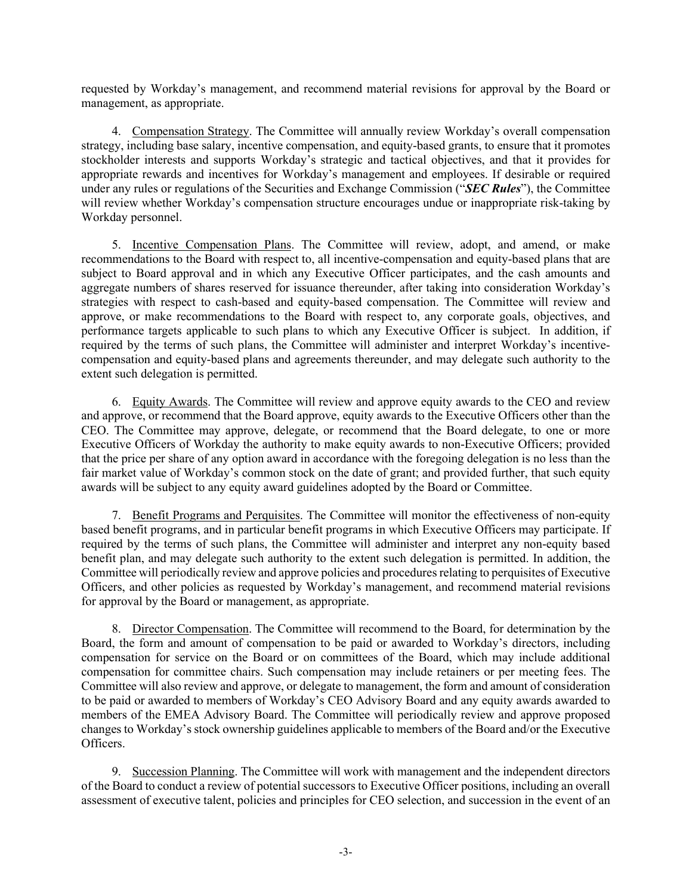requested by Workday's management, and recommend material revisions for approval by the Board or management, as appropriate.

4. Compensation Strategy. The Committee will annually review Workday's overall compensation strategy, including base salary, incentive compensation, and equity-based grants, to ensure that it promotes stockholder interests and supports Workday's strategic and tactical objectives, and that it provides for appropriate rewards and incentives for Workday's management and employees. If desirable or required under any rules or regulations of the Securities and Exchange Commission ("***SEC Rules***"), the Committee will review whether Workday's compensation structure encourages undue or inappropriate risk-taking by Workday personnel.

5. Incentive Compensation Plans. The Committee will review, adopt, and amend, or make recommendations to the Board with respect to, all incentive-compensation and equity-based plans that are subject to Board approval and in which any Executive Officer participates, and the cash amounts and aggregate numbers of shares reserved for issuance thereunder, after taking into consideration Workday's strategies with respect to cash-based and equity-based compensation. The Committee will review and approve, or make recommendations to the Board with respect to, any corporate goals, objectives, and performance targets applicable to such plans to which any Executive Officer is subject. In addition, if required by the terms of such plans, the Committee will administer and interpret Workday's incentive-compensation and equity-based plans and agreements thereunder, and may delegate such authority to the extent such delegation is permitted.

6. Equity Awards. The Committee will review and approve equity awards to the CEO and review and approve, or recommend that the Board approve, equity awards to the Executive Officers other than the CEO. The Committee may approve, delegate, or recommend that the Board delegate, to one or more Executive Officers of Workday the authority to make equity awards to non-Executive Officers; provided that the price per share of any option award in accordance with the foregoing delegation is no less than the fair market value of Workday's common stock on the date of grant; and provided further, that such equity awards will be subject to any equity award guidelines adopted by the Board or Committee.

7. Benefit Programs and Perquisites. The Committee will monitor the effectiveness of non-equity based benefit programs, and in particular benefit programs in which Executive Officers may participate. If required by the terms of such plans, the Committee will administer and interpret any non-equity based benefit plan, and may delegate such authority to the extent such delegation is permitted. In addition, the Committee will periodically review and approve policies and procedures relating to perquisites of Executive Officers, and other policies as requested by Workday's management, and recommend material revisions for approval by the Board or management, as appropriate.

8. Director Compensation. The Committee will recommend to the Board, for determination by the Board, the form and amount of compensation to be paid or awarded to Workday's directors, including compensation for service on the Board or on committees of the Board, which may include additional compensation for committee chairs. Such compensation may include retainers or per meeting fees. The Committee will also review and approve, or delegate to management, the form and amount of consideration to be paid or awarded to members of Workday's CEO Advisory Board and any equity awards awarded to members of the EMEA Advisory Board. The Committee will periodically review and approve proposed changes to Workday's stock ownership guidelines applicable to members of the Board and/or the Executive Officers.

9. Succession Planning. The Committee will work with management and the independent directors of the Board to conduct a review of potential successors to Executive Officer positions, including an overall assessment of executive talent, policies and principles for CEO selection, and succession in the event of an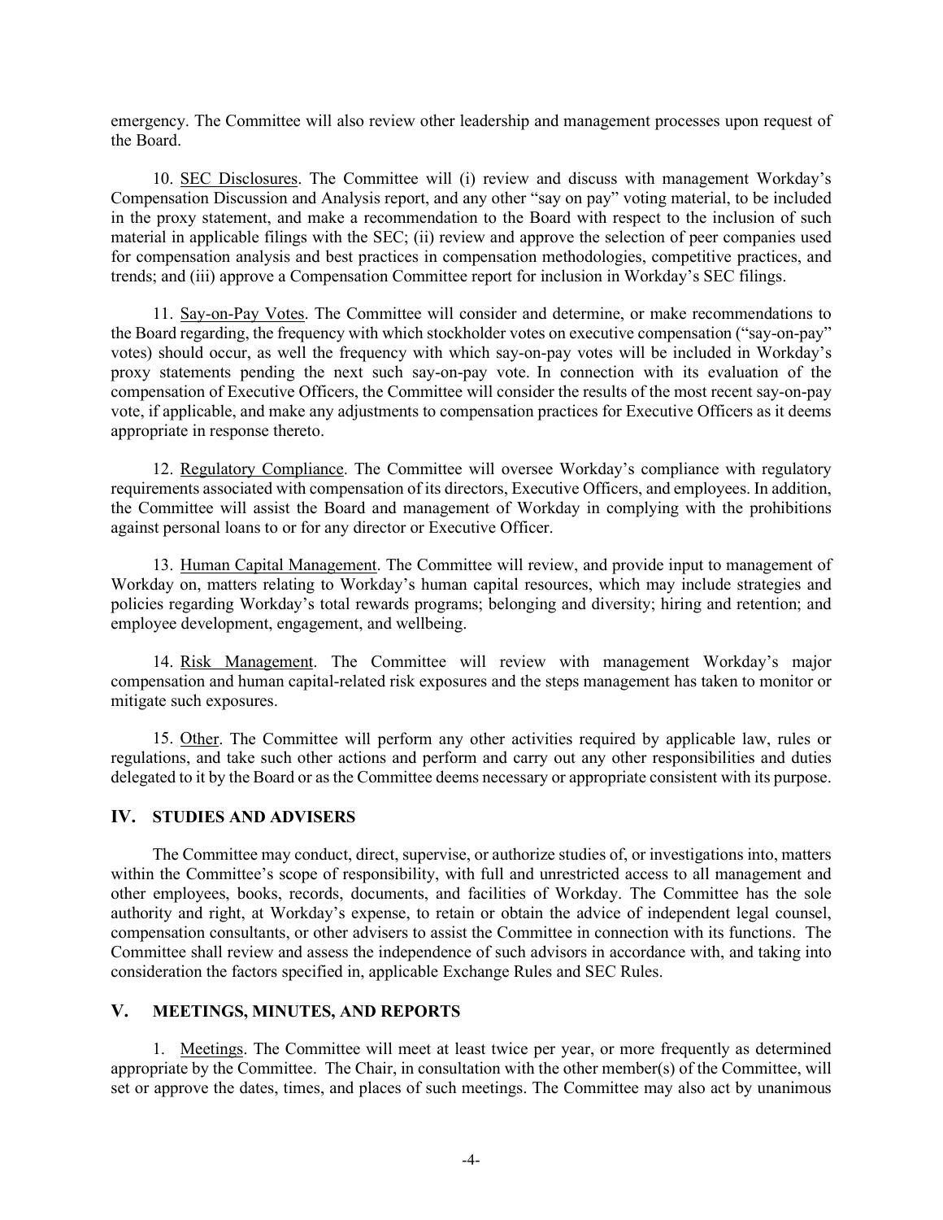emergency. The Committee will also review other leadership and management processes upon request of the Board.

10. SEC Disclosures. The Committee will (i) review and discuss with management Workday's Compensation Discussion and Analysis report, and any other "say on pay" voting material, to be included in the proxy statement, and make a recommendation to the Board with respect to the inclusion of such material in applicable filings with the SEC; (ii) review and approve the selection of peer companies used for compensation analysis and best practices in compensation methodologies, competitive practices, and trends; and (iii) approve a Compensation Committee report for inclusion in Workday's SEC filings.

11. Say-on-Pay Votes. The Committee will consider and determine, or make recommendations to the Board regarding, the frequency with which stockholder votes on executive compensation ("say-on-pay" votes) should occur, as well the frequency with which say-on-pay votes will be included in Workday's proxy statements pending the next such say-on-pay vote. In connection with its evaluation of the compensation of Executive Officers, the Committee will consider the results of the most recent say-on-pay vote, if applicable, and make any adjustments to compensation practices for Executive Officers as it deems appropriate in response thereto.

12. Regulatory Compliance. The Committee will oversee Workday's compliance with regulatory requirements associated with compensation of its directors, Executive Officers, and employees. In addition, the Committee will assist the Board and management of Workday in complying with the prohibitions against personal loans to or for any director or Executive Officer.

13. Human Capital Management. The Committee will review, and provide input to management of Workday on, matters relating to Workday's human capital resources, which may include strategies and policies regarding Workday's total rewards programs; belonging and diversity; hiring and retention; and employee development, engagement, and wellbeing.

14. Risk Management. The Committee will review with management Workday's major compensation and human capital-related risk exposures and the steps management has taken to monitor or mitigate such exposures.

15. Other. The Committee will perform any other activities required by applicable law, rules or regulations, and take such other actions and perform and carry out any other responsibilities and duties delegated to it by the Board or as the Committee deems necessary or appropriate consistent with its purpose.

## IV. STUDIES AND ADVISERS

The Committee may conduct, direct, supervise, or authorize studies of, or investigations into, matters within the Committee's scope of responsibility, with full and unrestricted access to all management and other employees, books, records, documents, and facilities of Workday. The Committee has the sole authority and right, at Workday's expense, to retain or obtain the advice of independent legal counsel, compensation consultants, or other advisers to assist the Committee in connection with its functions. The Committee shall review and assess the independence of such advisors in accordance with, and taking into consideration the factors specified in, applicable Exchange Rules and SEC Rules.

## V. MEETINGS, MINUTES, AND REPORTS

1. Meetings. The Committee will meet at least twice per year, or more frequently as determined appropriate by the Committee. The Chair, in consultation with the other member(s) of the Committee, will set or approve the dates, times, and places of such meetings. The Committee may also act by unanimous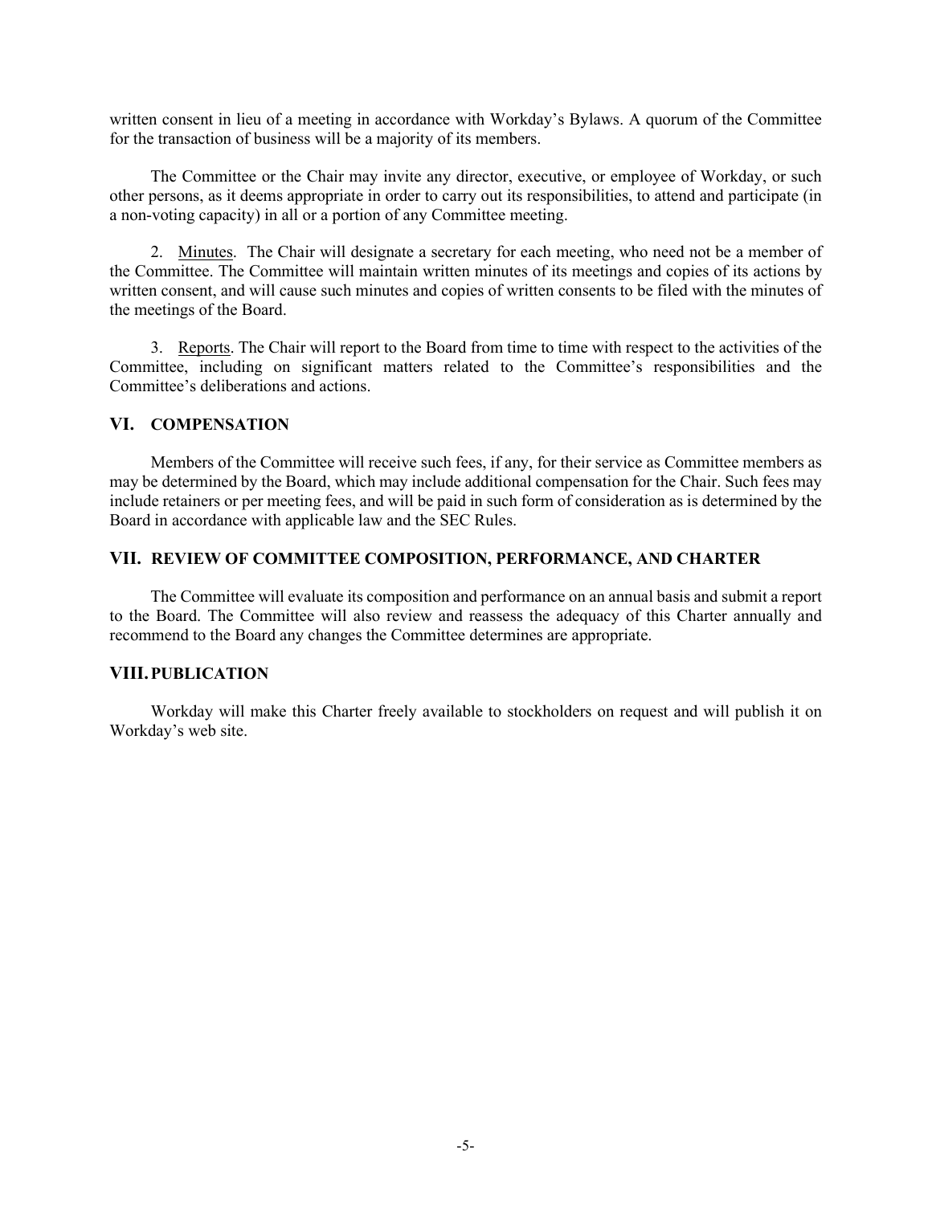written consent in lieu of a meeting in accordance with Workday's Bylaws. A quorum of the Committee for the transaction of business will be a majority of its members.

The Committee or the Chair may invite any director, executive, or employee of Workday, or such other persons, as it deems appropriate in order to carry out its responsibilities, to attend and participate (in a non-voting capacity) in all or a portion of any Committee meeting.

2. Minutes. The Chair will designate a secretary for each meeting, who need not be a member of the Committee. The Committee will maintain written minutes of its meetings and copies of its actions by written consent, and will cause such minutes and copies of written consents to be filed with the minutes of the meetings of the Board.

3. Reports. The Chair will report to the Board from time to time with respect to the activities of the Committee, including on significant matters related to the Committee's responsibilities and the Committee's deliberations and actions.

## VI. COMPENSATION

Members of the Committee will receive such fees, if any, for their service as Committee members as may be determined by the Board, which may include additional compensation for the Chair. Such fees may include retainers or per meeting fees, and will be paid in such form of consideration as is determined by the Board in accordance with applicable law and the SEC Rules.

## VII. REVIEW OF COMMITTEE COMPOSITION, PERFORMANCE, AND CHARTER

The Committee will evaluate its composition and performance on an annual basis and submit a report to the Board. The Committee will also review and reassess the adequacy of this Charter annually and recommend to the Board any changes the Committee determines are appropriate.

## VIII. PUBLICATION

Workday will make this Charter freely available to stockholders on request and will publish it on Workday's web site.